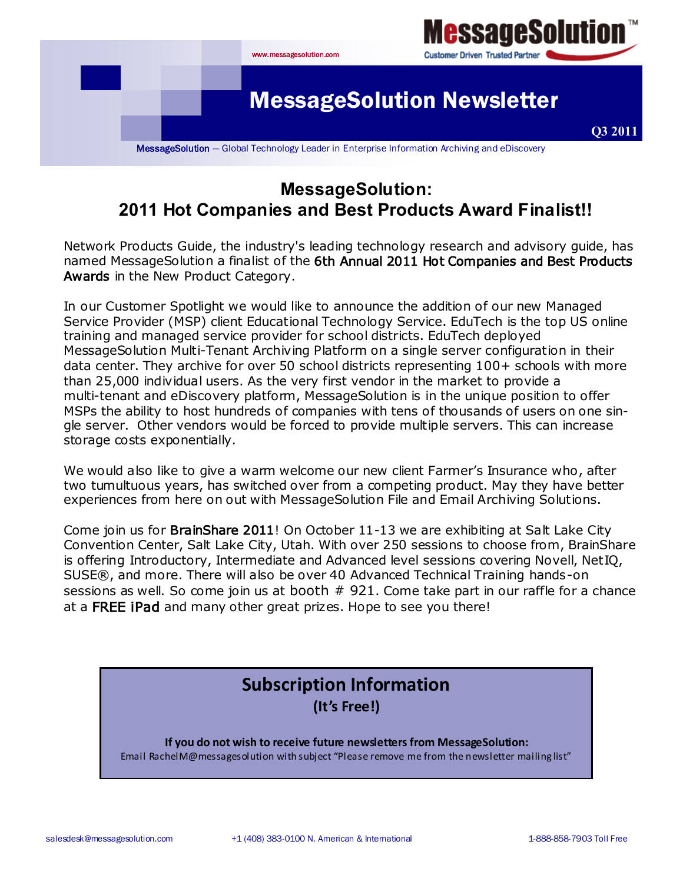www.messagesolution.com

**MessageSolution™**
Customer Driven Trusted Partner

# MessageSolution Newsletter

**Q3 2011**

MessageSolution — Global Technology Leader in Enterprise Information Archiving and eDiscovery

## MessageSolution: 2011 Hot Companies and Best Products Award Finalist!!

Network Products Guide, the industry's leading technology research and advisory guide, has named MessageSolution a finalist of the 6th Annual 2011 Hot Companies and Best Products Awards in the New Product Category.

In our Customer Spotlight we would like to announce the addition of our new Managed Service Provider (MSP) client Educational Technology Service. EduTech is the top US online training and managed service provider for school districts. EduTech deployed MessageSolution Multi-Tenant Archiving Platform on a single server configuration in their data center. They archive for over 50 school districts representing 100+ schools with more than 25,000 individual users. As the very first vendor in the market to provide a multi-tenant and eDiscovery platform, MessageSolution is in the unique position to offer MSPs the ability to host hundreds of companies with tens of thousands of users on one single server. Other vendors would be forced to provide multiple servers. This can increase storage costs exponentially.

We would also like to give a warm welcome our new client Farmer's Insurance who, after two tumultuous years, has switched over from a competing product. May they have better experiences from here on out with MessageSolution File and Email Archiving Solutions.

Come join us for BrainShare 2011! On October 11-13 we are exhibiting at Salt Lake City Convention Center, Salt Lake City, Utah. With over 250 sessions to choose from, BrainShare is offering Introductory, Intermediate and Advanced level sessions covering Novell, NetIQ, SUSE®, and more. There will also be over 40 Advanced Technical Training hands-on sessions as well. So come join us at booth # 921. Come take part in our raffle for a chance at a FREE iPad and many other great prizes. Hope to see you there!

## Subscription Information

**(It's Free!)**

**If you do not wish to receive future newsletters from MessageSolution:**
Email RachelM@messagesolution with subject "Please remove me from the newsletter mailing list"

salesdesk@messagesolution.com    +1 (408) 383-0100 N. American & International    1-888-858-7903 Toll Free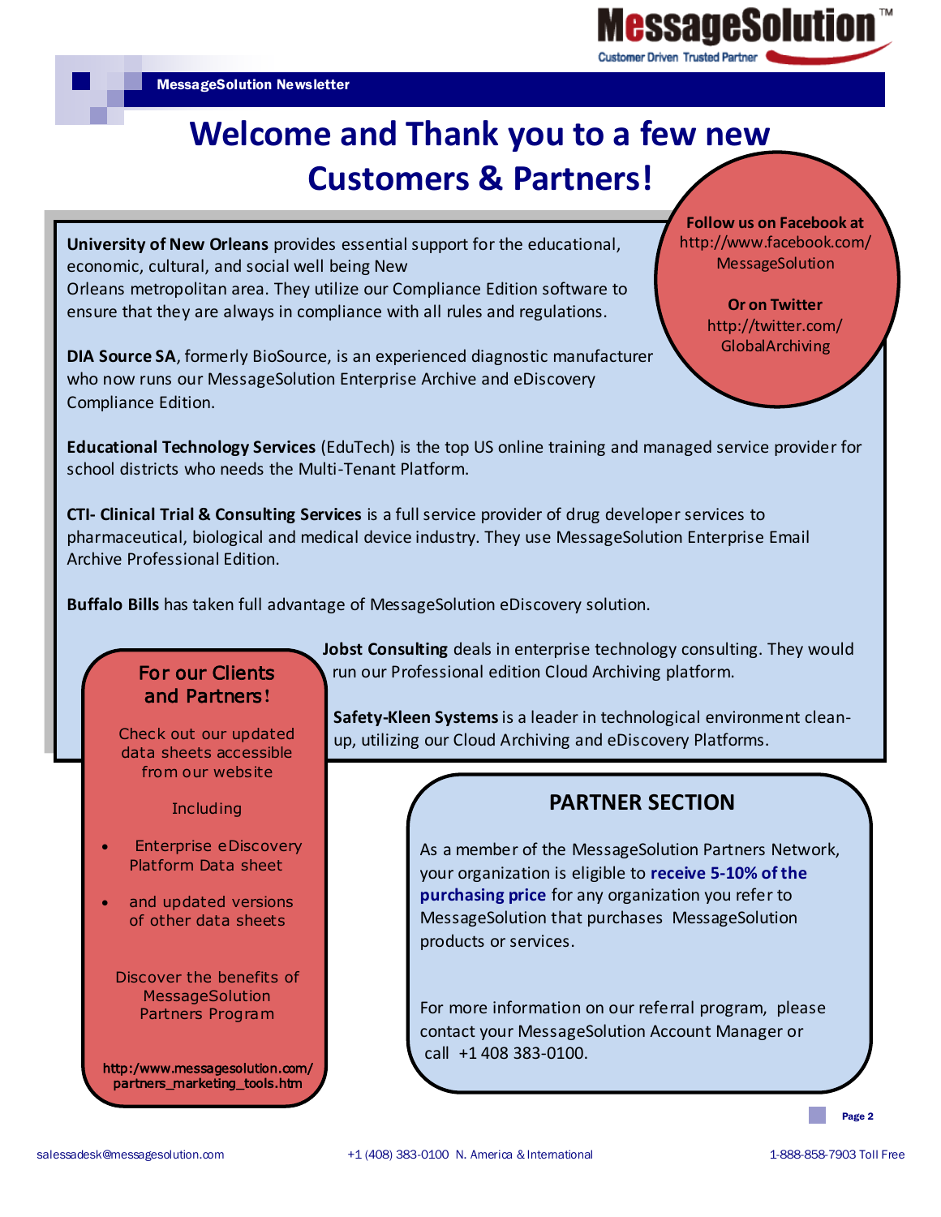MessageSolution Newsletter

# Welcome and Thank you to a few new Customers & Partners!

**University of New Orleans** provides essential support for the educational, economic, cultural, and social well being New Orleans metropolitan area. They utilize our Compliance Edition software to ensure that they are always in compliance with all rules and regulations.

**DIA Source SA**, formerly BioSource, is an experienced diagnostic manufacturer who now runs our MessageSolution Enterprise Archive and eDiscovery Compliance Edition.

**Educational Technology Services** (EduTech) is the top US online training and managed service provider for school districts who needs the Multi-Tenant Platform.

**CTI- Clinical Trial & Consulting Services** is a full service provider of drug developer services to pharmaceutical, biological and medical device industry. They use MessageSolution Enterprise Email Archive Professional Edition.

**Buffalo Bills** has taken full advantage of MessageSolution eDiscovery solution.

**Jobst Consulting** deals in enterprise technology consulting. They would run our Professional edition Cloud Archiving platform.

**Safety-Kleen Systems** is a leader in technological environment clean-up, utilizing our Cloud Archiving and eDiscovery Platforms.

**Follow us on Facebook at**
http://www.facebook.com/MessageSolution

**Or on Twitter**
http://twitter.com/GlobalArchiving

## For our Clients and Partners!

Check out our updated data sheets accessible from our website

Including

- Enterprise eDiscovery Platform Data sheet
- and updated versions of other data sheets

Discover the benefits of MessageSolution Partners Program

**http:/www.messagesolution.com/partners_marketing_tools.htm**

## PARTNER SECTION

As a member of the MessageSolution Partners Network, your organization is eligible to **receive 5-10% of the purchasing price** for any organization you refer to MessageSolution that purchases MessageSolution products or services.

For more information on our referral program, please contact your MessageSolution Account Manager or call +1 408 383-0100.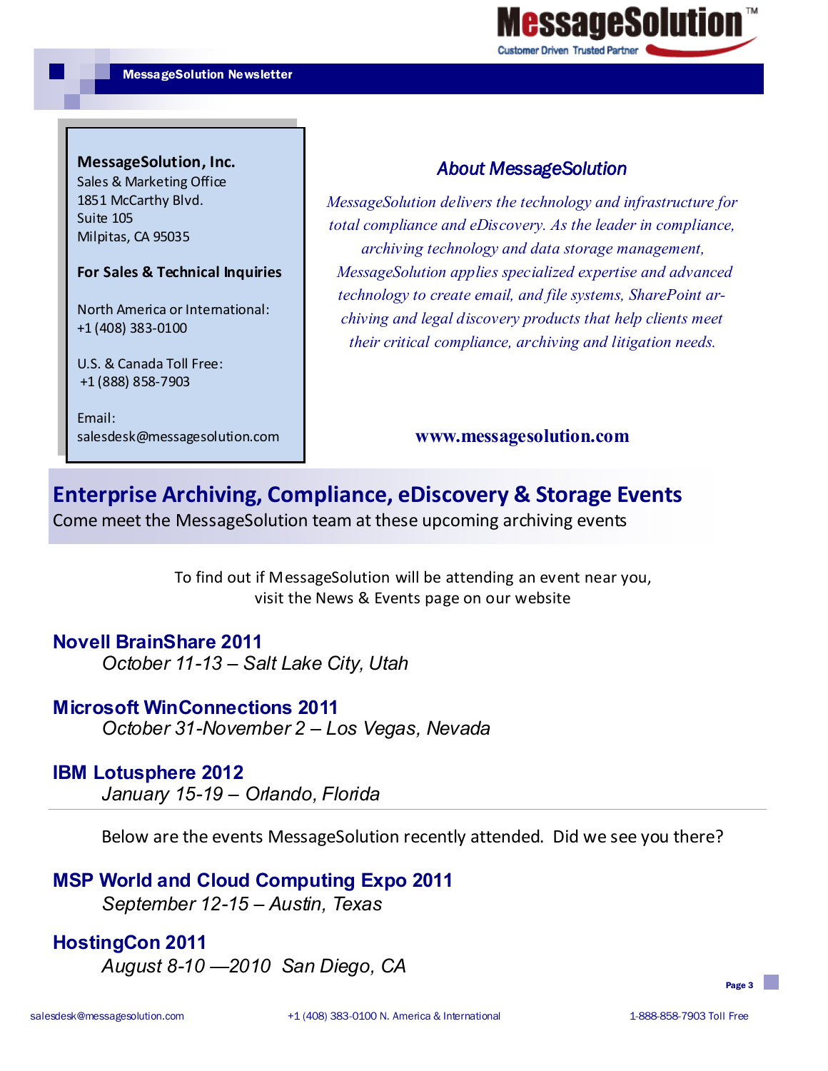MessageSolution Newsletter

**MessageSolution, Inc.**
Sales & Marketing Office
1851 McCarthy Blvd.
Suite 105
Milpitas, CA 95035

**For Sales & Technical Inquiries**

North America or International:
+1 (408) 383-0100

U.S. & Canada Toll Free:
+1 (888) 858-7903

Email:
salesdesk@messagesolution.com

### *About MessageSolution*

*MessageSolution delivers the technology and infrastructure for total compliance and eDiscovery. As the leader in compliance, archiving technology and data storage management, MessageSolution applies specialized expertise and advanced technology to create email, and file systems, SharePoint archiving and legal discovery products that help clients meet their critical compliance, archiving and litigation needs.*

**www.messagesolution.com**

## Enterprise Archiving, Compliance, eDiscovery & Storage Events

Come meet the MessageSolution team at these upcoming archiving events

To find out if MessageSolution will be attending an event near you, visit the News & Events page on our website

### Novell BrainShare 2011

*October 11-13 – Salt Lake City, Utah*

### Microsoft WinConnections 2011

*October 31-November 2 – Los Vegas, Nevada*

### IBM Lotusphere 2012

*January 15-19 – Orlando, Florida*

---

Below are the events MessageSolution recently attended. Did we see you there?

### MSP World and Cloud Computing Expo 2011

*September 12-15 – Austin, Texas*

### HostingCon 2011

*August 8-10 —2010 San Diego, CA*